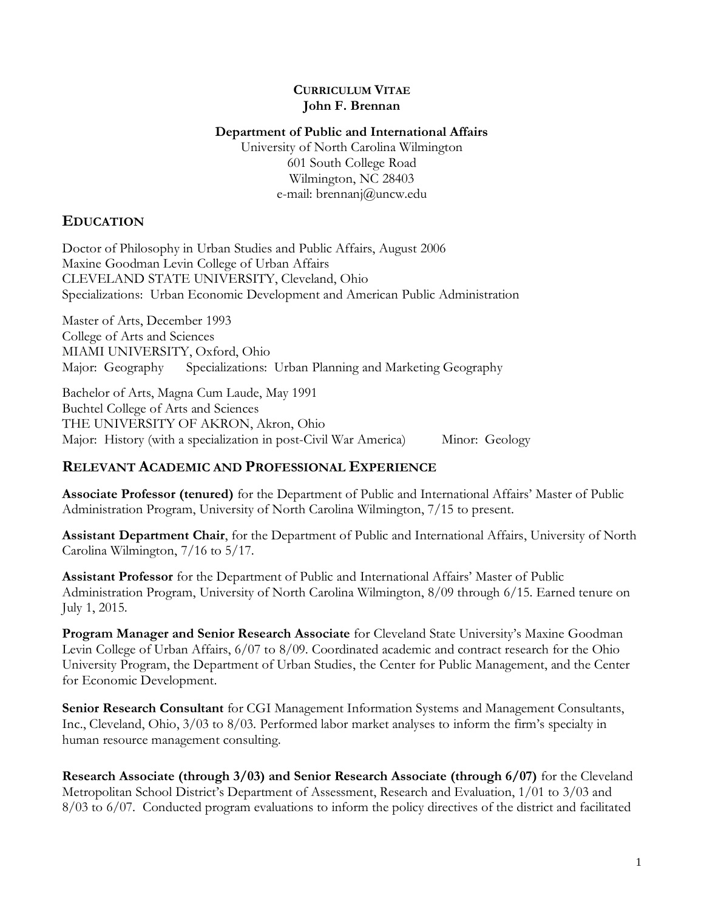# CURRICULUM VITAE
**John F. Brennan**

**Department of Public and International Affairs**
University of North Carolina Wilmington
601 South College Road
Wilmington, NC 28403
e-mail: brennanj@uncw.edu

## EDUCATION

Doctor of Philosophy in Urban Studies and Public Affairs, August 2006
Maxine Goodman Levin College of Urban Affairs
CLEVELAND STATE UNIVERSITY, Cleveland, Ohio
Specializations: Urban Economic Development and American Public Administration

Master of Arts, December 1993
College of Arts and Sciences
MIAMI UNIVERSITY, Oxford, Ohio
Major: Geography Specializations: Urban Planning and Marketing Geography

Bachelor of Arts, Magna Cum Laude, May 1991
Buchtel College of Arts and Sciences
THE UNIVERSITY OF AKRON, Akron, Ohio
Major: History (with a specialization in post-Civil War America) Minor: Geology

## RELEVANT ACADEMIC AND PROFESSIONAL EXPERIENCE

**Associate Professor (tenured)** for the Department of Public and International Affairs' Master of Public Administration Program, University of North Carolina Wilmington, 7/15 to present.

**Assistant Department Chair**, for the Department of Public and International Affairs, University of North Carolina Wilmington, 7/16 to 5/17.

**Assistant Professor** for the Department of Public and International Affairs' Master of Public Administration Program, University of North Carolina Wilmington, 8/09 through 6/15. Earned tenure on July 1, 2015.

**Program Manager and Senior Research Associate** for Cleveland State University's Maxine Goodman Levin College of Urban Affairs, 6/07 to 8/09. Coordinated academic and contract research for the Ohio University Program, the Department of Urban Studies, the Center for Public Management, and the Center for Economic Development.

**Senior Research Consultant** for CGI Management Information Systems and Management Consultants, Inc., Cleveland, Ohio, 3/03 to 8/03. Performed labor market analyses to inform the firm's specialty in human resource management consulting.

**Research Associate (through 3/03) and Senior Research Associate (through 6/07)** for the Cleveland Metropolitan School District's Department of Assessment, Research and Evaluation, 1/01 to 3/03 and 8/03 to 6/07. Conducted program evaluations to inform the policy directives of the district and facilitated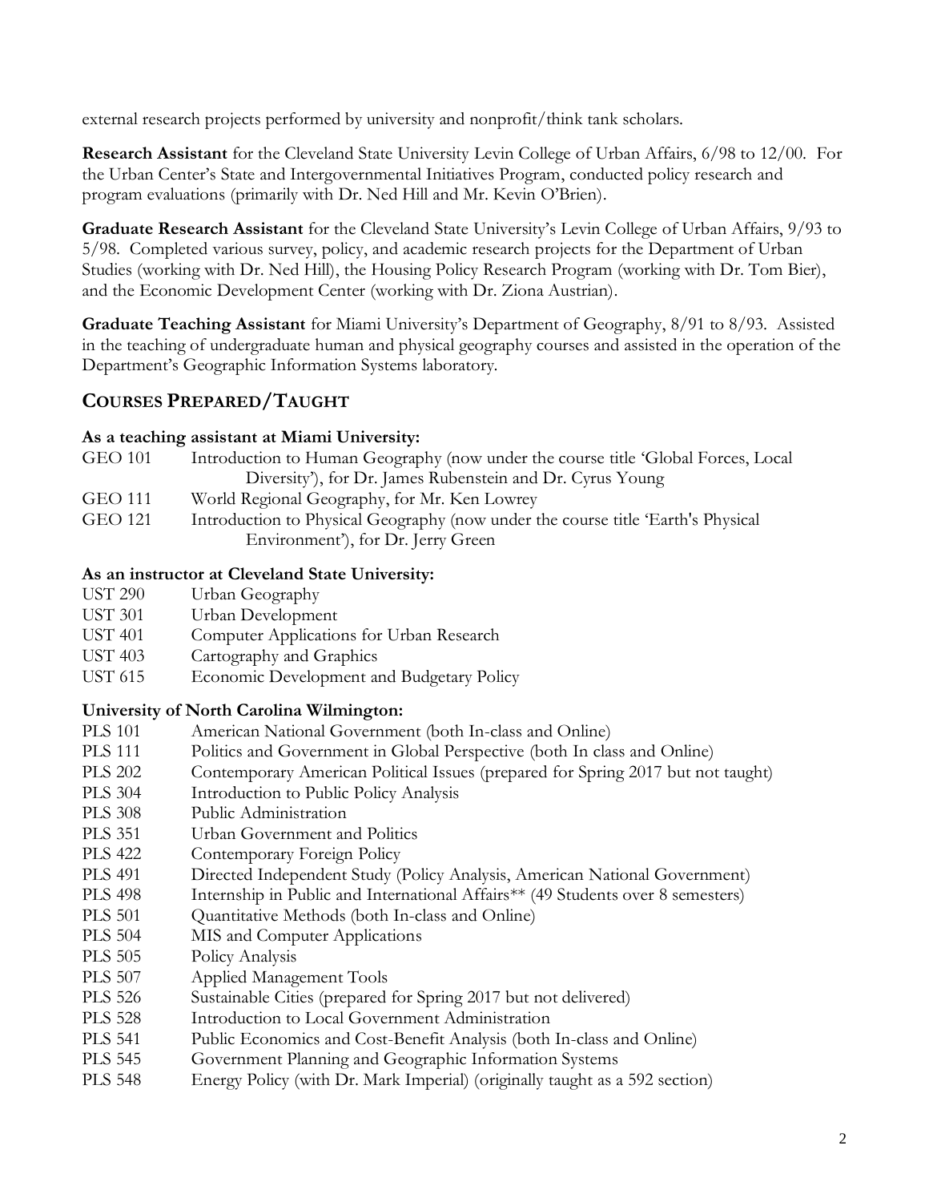external research projects performed by university and nonprofit/think tank scholars.

**Research Assistant** for the Cleveland State University Levin College of Urban Affairs, 6/98 to 12/00. For the Urban Center's State and Intergovernmental Initiatives Program, conducted policy research and program evaluations (primarily with Dr. Ned Hill and Mr. Kevin O'Brien).

**Graduate Research Assistant** for the Cleveland State University's Levin College of Urban Affairs, 9/93 to 5/98. Completed various survey, policy, and academic research projects for the Department of Urban Studies (working with Dr. Ned Hill), the Housing Policy Research Program (working with Dr. Tom Bier), and the Economic Development Center (working with Dr. Ziona Austrian).

**Graduate Teaching Assistant** for Miami University's Department of Geography, 8/91 to 8/93. Assisted in the teaching of undergraduate human and physical geography courses and assisted in the operation of the Department's Geographic Information Systems laboratory.

## COURSES PREPARED/TAUGHT

**As a teaching assistant at Miami University:**

- GEO 101 Introduction to Human Geography (now under the course title 'Global Forces, Local Diversity'), for Dr. James Rubenstein and Dr. Cyrus Young
- GEO 111 World Regional Geography, for Mr. Ken Lowrey
- GEO 121 Introduction to Physical Geography (now under the course title 'Earth's Physical Environment'), for Dr. Jerry Green

**As an instructor at Cleveland State University:**

- UST 290 Urban Geography
- UST 301 Urban Development
- UST 401 Computer Applications for Urban Research
- UST 403 Cartography and Graphics
- UST 615 Economic Development and Budgetary Policy

**University of North Carolina Wilmington:**

- PLS 101 American National Government (both In-class and Online)
- PLS 111 Politics and Government in Global Perspective (both In class and Online)
- PLS 202 Contemporary American Political Issues (prepared for Spring 2017 but not taught)
- PLS 304 Introduction to Public Policy Analysis
- PLS 308 Public Administration
- PLS 351 Urban Government and Politics
- PLS 422 Contemporary Foreign Policy
- PLS 491 Directed Independent Study (Policy Analysis, American National Government)
- PLS 498 Internship in Public and International Affairs** (49 Students over 8 semesters)
- PLS 501 Quantitative Methods (both In-class and Online)
- PLS 504 MIS and Computer Applications
- PLS 505 Policy Analysis
- PLS 507 Applied Management Tools
- PLS 526 Sustainable Cities (prepared for Spring 2017 but not delivered)
- PLS 528 Introduction to Local Government Administration
- PLS 541 Public Economics and Cost-Benefit Analysis (both In-class and Online)
- PLS 545 Government Planning and Geographic Information Systems
- PLS 548 Energy Policy (with Dr. Mark Imperial) (originally taught as a 592 section)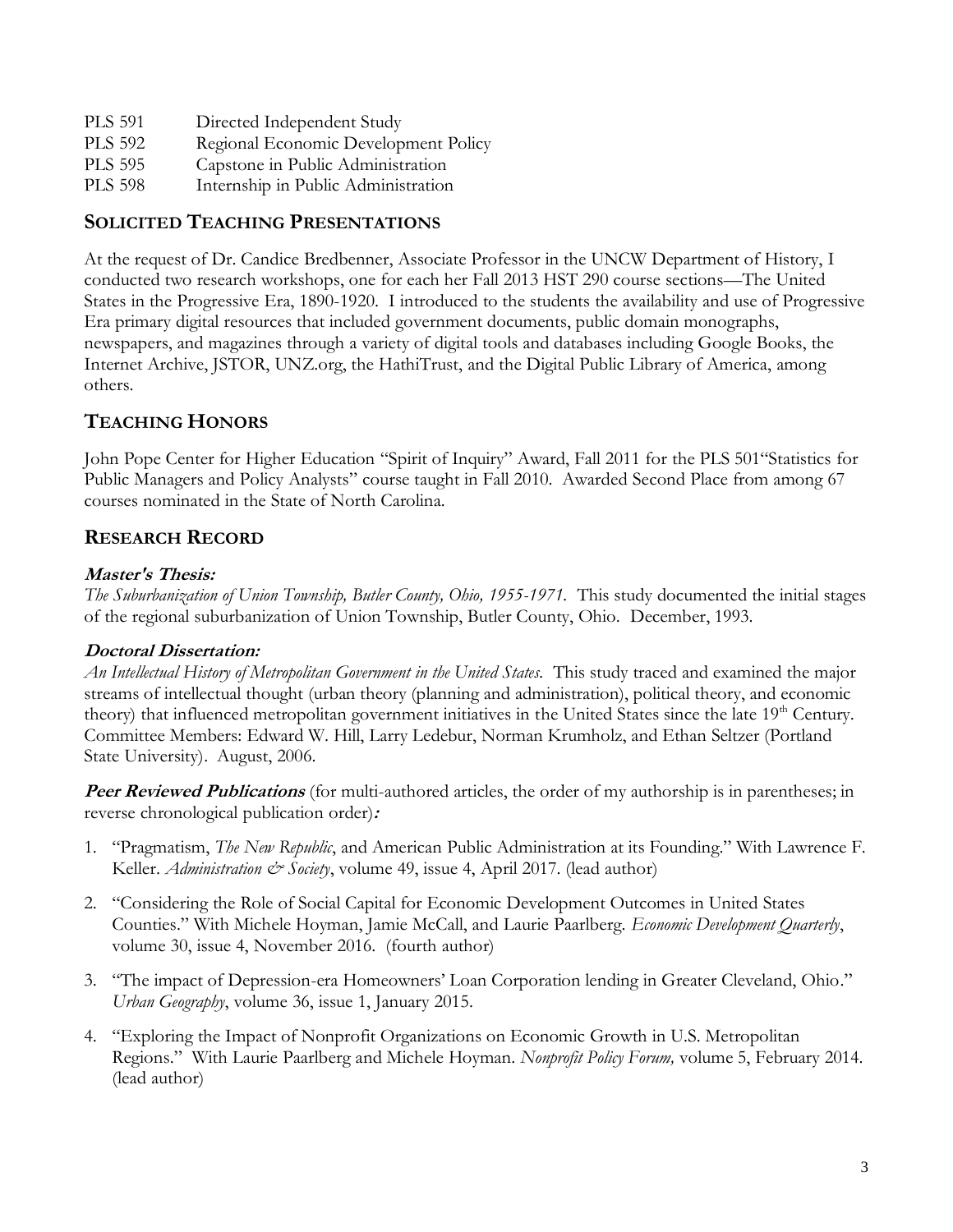| | |
|---|---|
| PLS 591 | Directed Independent Study |
| PLS 592 | Regional Economic Development Policy |
| PLS 595 | Capstone in Public Administration |
| PLS 598 | Internship in Public Administration |

## SOLICITED TEACHING PRESENTATIONS

At the request of Dr. Candice Bredbenner, Associate Professor in the UNCW Department of History, I conducted two research workshops, one for each her Fall 2013 HST 290 course sections—The United States in the Progressive Era, 1890-1920. I introduced to the students the availability and use of Progressive Era primary digital resources that included government documents, public domain monographs, newspapers, and magazines through a variety of digital tools and databases including Google Books, the Internet Archive, JSTOR, UNZ.org, the HathiTrust, and the Digital Public Library of America, among others.

## TEACHING HONORS

John Pope Center for Higher Education "Spirit of Inquiry" Award, Fall 2011 for the PLS 501"Statistics for Public Managers and Policy Analysts" course taught in Fall 2010. Awarded Second Place from among 67 courses nominated in the State of North Carolina.

## RESEARCH RECORD

### *Master's Thesis:*

*The Suburbanization of Union Township, Butler County, Ohio, 1955-1971.* This study documented the initial stages of the regional suburbanization of Union Township, Butler County, Ohio. December, 1993.

### *Doctoral Dissertation:*

*An Intellectual History of Metropolitan Government in the United States.* This study traced and examined the major streams of intellectual thought (urban theory (planning and administration), political theory, and economic theory) that influenced metropolitan government initiatives in the United States since the late 19th Century. Committee Members: Edward W. Hill, Larry Ledebur, Norman Krumholz, and Ethan Seltzer (Portland State University). August, 2006.

***Peer Reviewed Publications*** (for multi-authored articles, the order of my authorship is in parentheses; in reverse chronological publication order)***:***

1. "Pragmatism, *The New Republic*, and American Public Administration at its Founding." With Lawrence F. Keller. *Administration & Society*, volume 49, issue 4, April 2017. (lead author)

2. "Considering the Role of Social Capital for Economic Development Outcomes in United States Counties." With Michele Hoyman, Jamie McCall, and Laurie Paarlberg. *Economic Development Quarterly*, volume 30, issue 4, November 2016. (fourth author)

3. "The impact of Depression-era Homeowners' Loan Corporation lending in Greater Cleveland, Ohio." *Urban Geography*, volume 36, issue 1, January 2015.

4. "Exploring the Impact of Nonprofit Organizations on Economic Growth in U.S. Metropolitan Regions." With Laurie Paarlberg and Michele Hoyman. *Nonprofit Policy Forum,* volume 5, February 2014. (lead author)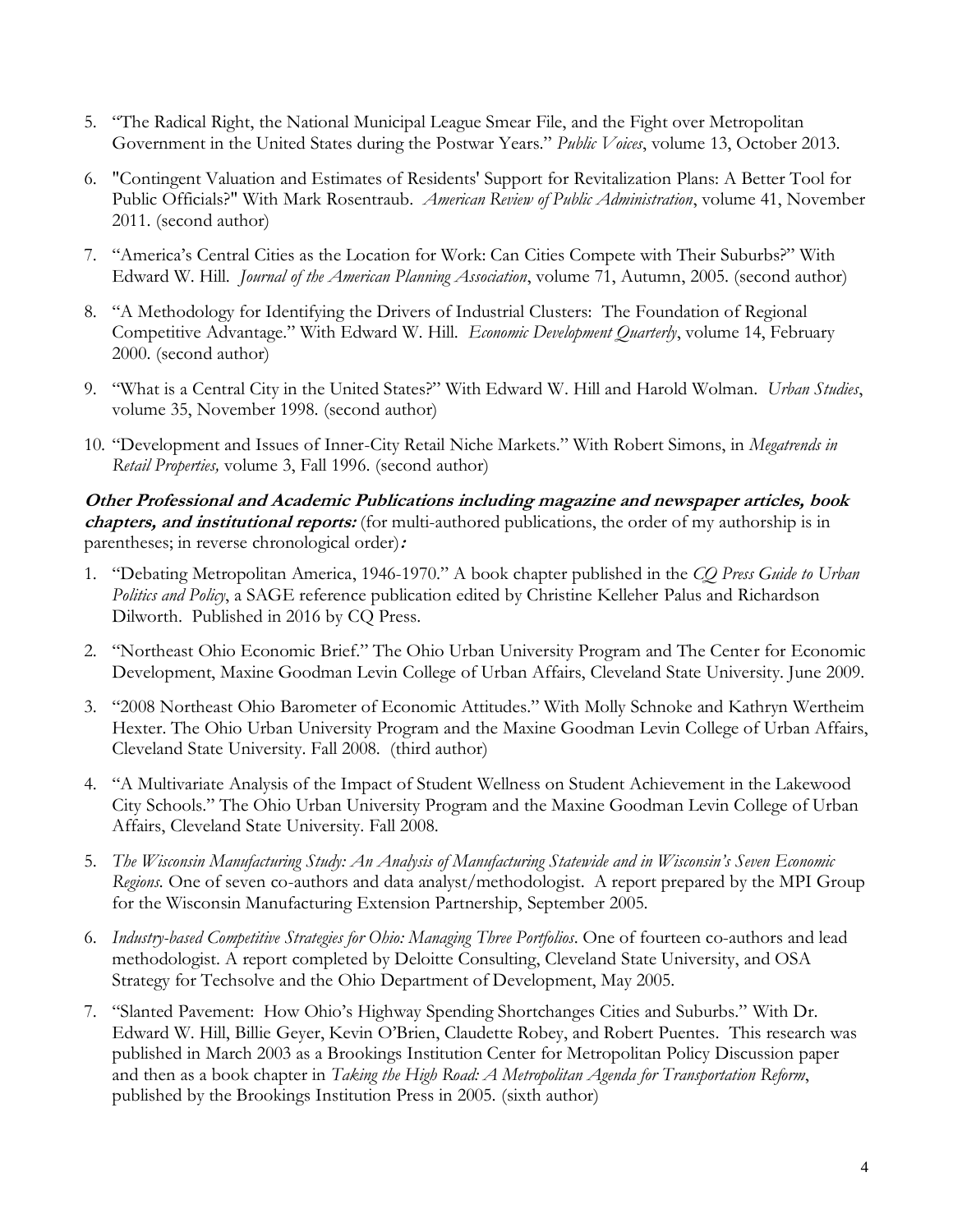5. "The Radical Right, the National Municipal League Smear File, and the Fight over Metropolitan Government in the United States during the Postwar Years." *Public Voices*, volume 13, October 2013.

6. "Contingent Valuation and Estimates of Residents' Support for Revitalization Plans: A Better Tool for Public Officials?" With Mark Rosentraub. *American Review of Public Administration*, volume 41, November 2011. (second author)

7. "America's Central Cities as the Location for Work: Can Cities Compete with Their Suburbs?" With Edward W. Hill. *Journal of the American Planning Association*, volume 71, Autumn, 2005. (second author)

8. "A Methodology for Identifying the Drivers of Industrial Clusters: The Foundation of Regional Competitive Advantage." With Edward W. Hill. *Economic Development Quarterly*, volume 14, February 2000. (second author)

9. "What is a Central City in the United States?" With Edward W. Hill and Harold Wolman. *Urban Studies*, volume 35, November 1998. (second author)

10. "Development and Issues of Inner-City Retail Niche Markets." With Robert Simons, in *Megatrends in Retail Properties,* volume 3, Fall 1996. (second author)

***Other Professional and Academic Publications including magazine and newspaper articles, book chapters, and institutional reports:*** (for multi-authored publications, the order of my authorship is in parentheses; in reverse chronological order)***:***

1. "Debating Metropolitan America, 1946-1970." A book chapter published in the *CQ Press Guide to Urban Politics and Policy*, a SAGE reference publication edited by Christine Kelleher Palus and Richardson Dilworth. Published in 2016 by CQ Press.

2. "Northeast Ohio Economic Brief." The Ohio Urban University Program and The Center for Economic Development, Maxine Goodman Levin College of Urban Affairs, Cleveland State University. June 2009.

3. "2008 Northeast Ohio Barometer of Economic Attitudes." With Molly Schnoke and Kathryn Wertheim Hexter. The Ohio Urban University Program and the Maxine Goodman Levin College of Urban Affairs, Cleveland State University. Fall 2008. (third author)

4. "A Multivariate Analysis of the Impact of Student Wellness on Student Achievement in the Lakewood City Schools." The Ohio Urban University Program and the Maxine Goodman Levin College of Urban Affairs, Cleveland State University. Fall 2008.

5. *The Wisconsin Manufacturing Study: An Analysis of Manufacturing Statewide and in Wisconsin's Seven Economic Regions.* One of seven co-authors and data analyst/methodologist. A report prepared by the MPI Group for the Wisconsin Manufacturing Extension Partnership, September 2005.

6. *Industry-based Competitive Strategies for Ohio: Managing Three Portfolios*. One of fourteen co-authors and lead methodologist. A report completed by Deloitte Consulting, Cleveland State University, and OSA Strategy for Techsolve and the Ohio Department of Development, May 2005.

7. "Slanted Pavement: How Ohio's Highway Spending Shortchanges Cities and Suburbs." With Dr. Edward W. Hill, Billie Geyer, Kevin O'Brien, Claudette Robey, and Robert Puentes. This research was published in March 2003 as a Brookings Institution Center for Metropolitan Policy Discussion paper and then as a book chapter in *Taking the High Road: A Metropolitan Agenda for Transportation Reform*, published by the Brookings Institution Press in 2005. (sixth author)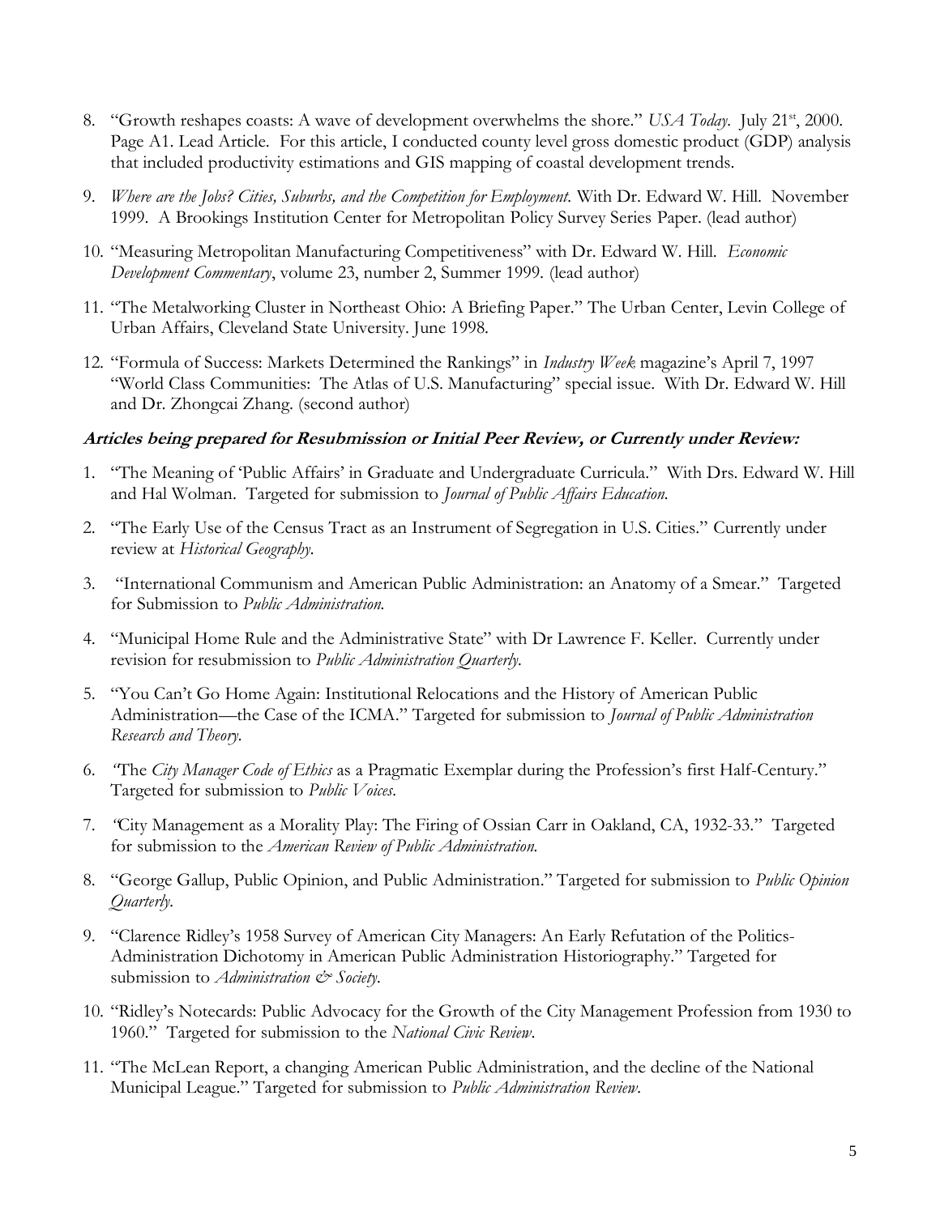8. "Growth reshapes coasts: A wave of development overwhelms the shore." *USA Today*. July 21st, 2000. Page A1. Lead Article. For this article, I conducted county level gross domestic product (GDP) analysis that included productivity estimations and GIS mapping of coastal development trends.

9. *Where are the Jobs? Cities, Suburbs, and the Competition for Employment*. With Dr. Edward W. Hill. November 1999. A Brookings Institution Center for Metropolitan Policy Survey Series Paper. (lead author)

10. "Measuring Metropolitan Manufacturing Competitiveness" with Dr. Edward W. Hill. *Economic Development Commentary*, volume 23, number 2, Summer 1999. (lead author)

11. "The Metalworking Cluster in Northeast Ohio: A Briefing Paper." The Urban Center, Levin College of Urban Affairs, Cleveland State University. June 1998.

12. "Formula of Success: Markets Determined the Rankings" in *Industry Week* magazine's April 7, 1997 "World Class Communities: The Atlas of U.S. Manufacturing" special issue. With Dr. Edward W. Hill and Dr. Zhongcai Zhang. (second author)

***Articles being prepared for Resubmission or Initial Peer Review, or Currently under Review:***

1. "The Meaning of 'Public Affairs' in Graduate and Undergraduate Curricula." With Drs. Edward W. Hill and Hal Wolman. Targeted for submission to *Journal of Public Affairs Education*.

2. "The Early Use of the Census Tract as an Instrument of Segregation in U.S. Cities." Currently under review at *Historical Geography*.

3. "International Communism and American Public Administration: an Anatomy of a Smear." Targeted for Submission to *Public Administration*.

4. "Municipal Home Rule and the Administrative State" with Dr Lawrence F. Keller. Currently under revision for resubmission to *Public Administration Quarterly*.

5. "You Can't Go Home Again: Institutional Relocations and the History of American Public Administration—the Case of the ICMA." Targeted for submission to *Journal of Public Administration Research and Theory*.

6. "The *City Manager Code of Ethics* as a Pragmatic Exemplar during the Profession's first Half-Century." Targeted for submission to *Public Voices*.

7. "City Management as a Morality Play: The Firing of Ossian Carr in Oakland, CA, 1932-33." Targeted for submission to the *American Review of Public Administration*.

8. "George Gallup, Public Opinion, and Public Administration." Targeted for submission to *Public Opinion Quarterly*.

9. "Clarence Ridley's 1958 Survey of American City Managers: An Early Refutation of the Politics-Administration Dichotomy in American Public Administration Historiography." Targeted for submission to *Administration & Society*.

10. "Ridley's Notecards: Public Advocacy for the Growth of the City Management Profession from 1930 to 1960." Targeted for submission to the *National Civic Review*.

11. "The McLean Report, a changing American Public Administration, and the decline of the National Municipal League." Targeted for submission to *Public Administration Review*.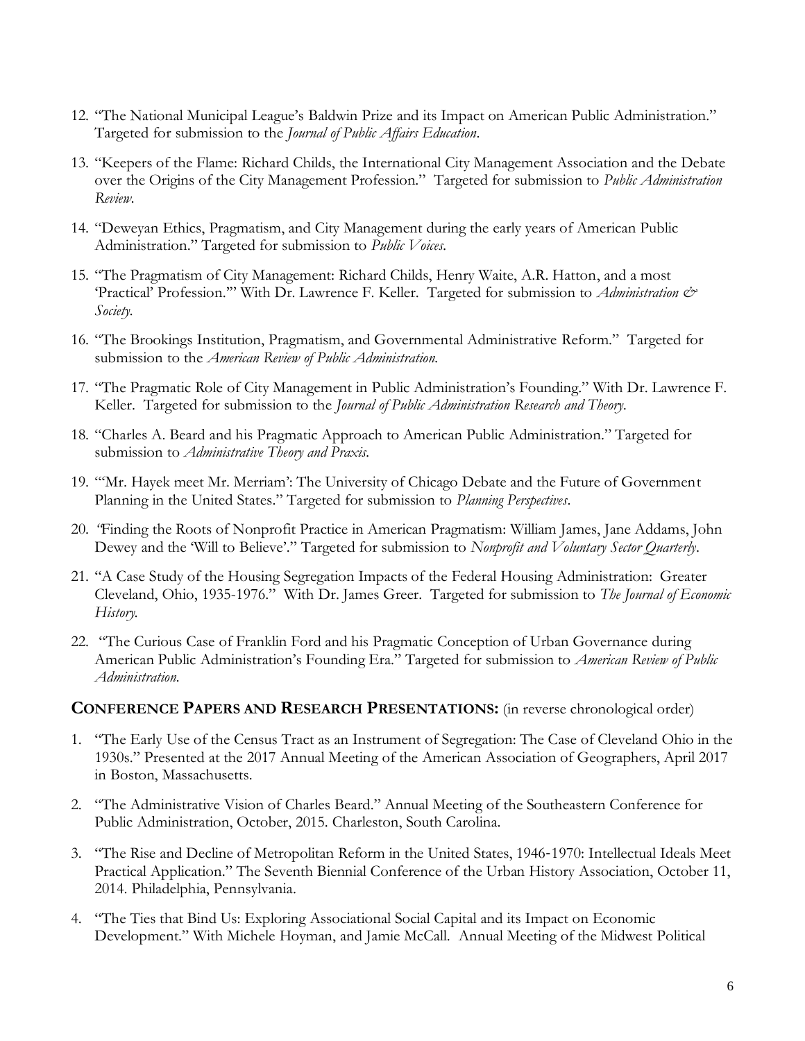12. "The National Municipal League's Baldwin Prize and its Impact on American Public Administration." Targeted for submission to the *Journal of Public Affairs Education*.

13. "Keepers of the Flame: Richard Childs, the International City Management Association and the Debate over the Origins of the City Management Profession." Targeted for submission to *Public Administration Review*.

14. "Deweyan Ethics, Pragmatism, and City Management during the early years of American Public Administration." Targeted for submission to *Public Voices*.

15. "The Pragmatism of City Management: Richard Childs, Henry Waite, A.R. Hatton, and a most 'Practical' Profession."" With Dr. Lawrence F. Keller. Targeted for submission to *Administration & Society*.

16. "The Brookings Institution, Pragmatism, and Governmental Administrative Reform." Targeted for submission to the *American Review of Public Administration.*

17. "The Pragmatic Role of City Management in Public Administration's Founding." With Dr. Lawrence F. Keller. Targeted for submission to the *Journal of Public Administration Research and Theory*.

18. "Charles A. Beard and his Pragmatic Approach to American Public Administration." Targeted for submission to *Administrative Theory and Praxis*.

19. "'Mr. Hayek meet Mr. Merriam': The University of Chicago Debate and the Future of Government Planning in the United States." Targeted for submission to *Planning Perspectives*.

20. "Finding the Roots of Nonprofit Practice in American Pragmatism: William James, Jane Addams, John Dewey and the 'Will to Believe'." Targeted for submission to *Nonprofit and Voluntary Sector Quarterly*.

21. "A Case Study of the Housing Segregation Impacts of the Federal Housing Administration: Greater Cleveland, Ohio, 1935-1976." With Dr. James Greer. Targeted for submission to *The Journal of Economic History.*

22. "The Curious Case of Franklin Ford and his Pragmatic Conception of Urban Governance during American Public Administration's Founding Era." Targeted for submission to *American Review of Public Administration.*

## CONFERENCE PAPERS AND RESEARCH PRESENTATIONS: (in reverse chronological order)

1. "The Early Use of the Census Tract as an Instrument of Segregation: The Case of Cleveland Ohio in the 1930s." Presented at the 2017 Annual Meeting of the American Association of Geographers, April 2017 in Boston, Massachusetts.

2. "The Administrative Vision of Charles Beard." Annual Meeting of the Southeastern Conference for Public Administration, October, 2015. Charleston, South Carolina.

3. "The Rise and Decline of Metropolitan Reform in the United States, 1946-1970: Intellectual Ideals Meet Practical Application." The Seventh Biennial Conference of the Urban History Association, October 11, 2014. Philadelphia, Pennsylvania.

4. "The Ties that Bind Us: Exploring Associational Social Capital and its Impact on Economic Development." With Michele Hoyman, and Jamie McCall. Annual Meeting of the Midwest Political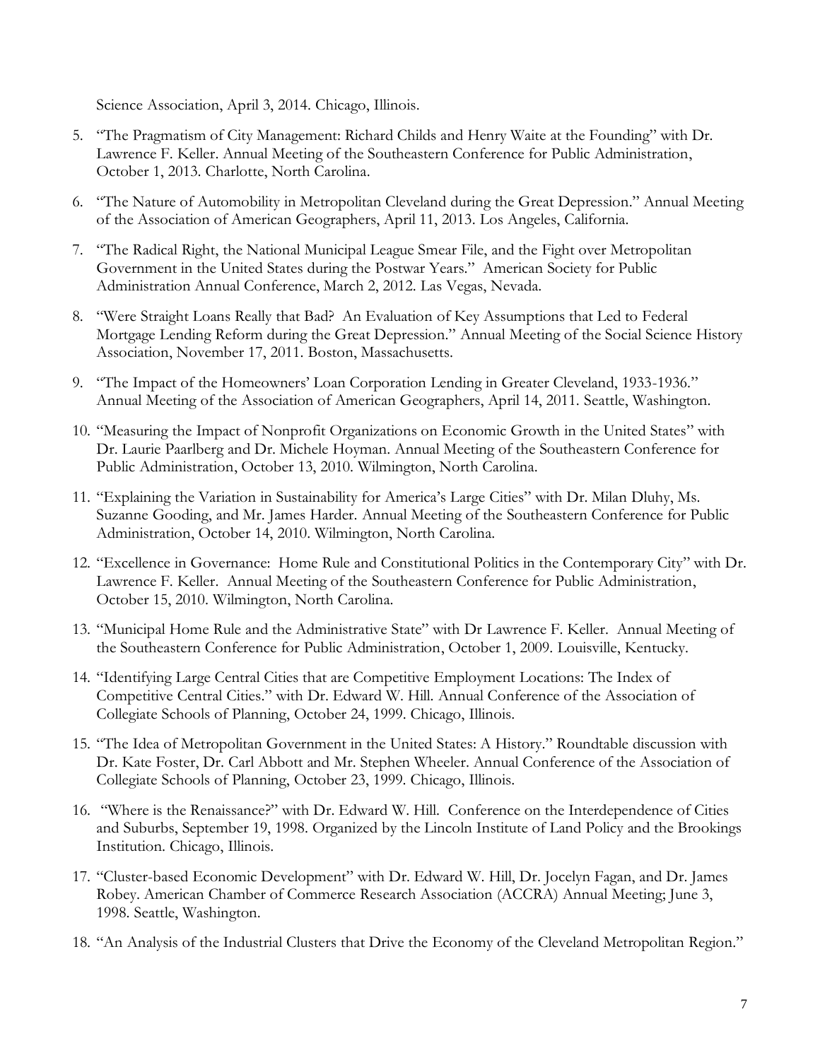Science Association, April 3, 2014. Chicago, Illinois.

5. "The Pragmatism of City Management: Richard Childs and Henry Waite at the Founding" with Dr. Lawrence F. Keller. Annual Meeting of the Southeastern Conference for Public Administration, October 1, 2013. Charlotte, North Carolina.
6. "The Nature of Automobility in Metropolitan Cleveland during the Great Depression." Annual Meeting of the Association of American Geographers, April 11, 2013. Los Angeles, California.
7. "The Radical Right, the National Municipal League Smear File, and the Fight over Metropolitan Government in the United States during the Postwar Years." American Society for Public Administration Annual Conference, March 2, 2012. Las Vegas, Nevada.
8. "Were Straight Loans Really that Bad? An Evaluation of Key Assumptions that Led to Federal Mortgage Lending Reform during the Great Depression." Annual Meeting of the Social Science History Association, November 17, 2011. Boston, Massachusetts.
9. "The Impact of the Homeowners' Loan Corporation Lending in Greater Cleveland, 1933-1936." Annual Meeting of the Association of American Geographers, April 14, 2011. Seattle, Washington.
10. "Measuring the Impact of Nonprofit Organizations on Economic Growth in the United States" with Dr. Laurie Paarlberg and Dr. Michele Hoyman. Annual Meeting of the Southeastern Conference for Public Administration, October 13, 2010. Wilmington, North Carolina.
11. "Explaining the Variation in Sustainability for America's Large Cities" with Dr. Milan Dluhy, Ms. Suzanne Gooding, and Mr. James Harder. Annual Meeting of the Southeastern Conference for Public Administration, October 14, 2010. Wilmington, North Carolina.
12. "Excellence in Governance: Home Rule and Constitutional Politics in the Contemporary City" with Dr. Lawrence F. Keller. Annual Meeting of the Southeastern Conference for Public Administration, October 15, 2010. Wilmington, North Carolina.
13. "Municipal Home Rule and the Administrative State" with Dr Lawrence F. Keller. Annual Meeting of the Southeastern Conference for Public Administration, October 1, 2009. Louisville, Kentucky.
14. "Identifying Large Central Cities that are Competitive Employment Locations: The Index of Competitive Central Cities." with Dr. Edward W. Hill. Annual Conference of the Association of Collegiate Schools of Planning, October 24, 1999. Chicago, Illinois.
15. "The Idea of Metropolitan Government in the United States: A History." Roundtable discussion with Dr. Kate Foster, Dr. Carl Abbott and Mr. Stephen Wheeler. Annual Conference of the Association of Collegiate Schools of Planning, October 23, 1999. Chicago, Illinois.
16. "Where is the Renaissance?" with Dr. Edward W. Hill. Conference on the Interdependence of Cities and Suburbs, September 19, 1998. Organized by the Lincoln Institute of Land Policy and the Brookings Institution. Chicago, Illinois.
17. "Cluster-based Economic Development" with Dr. Edward W. Hill, Dr. Jocelyn Fagan, and Dr. James Robey. American Chamber of Commerce Research Association (ACCRA) Annual Meeting; June 3, 1998. Seattle, Washington.
18. "An Analysis of the Industrial Clusters that Drive the Economy of the Cleveland Metropolitan Region."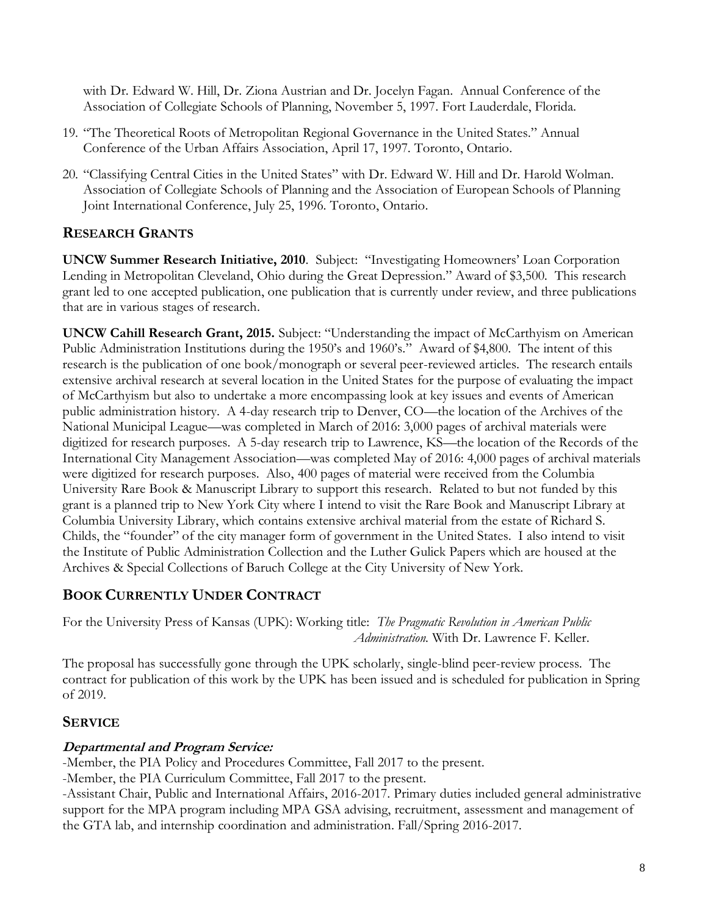with Dr. Edward W. Hill, Dr. Ziona Austrian and Dr. Jocelyn Fagan. Annual Conference of the Association of Collegiate Schools of Planning, November 5, 1997. Fort Lauderdale, Florida.

19. "The Theoretical Roots of Metropolitan Regional Governance in the United States." Annual Conference of the Urban Affairs Association, April 17, 1997. Toronto, Ontario.
20. "Classifying Central Cities in the United States" with Dr. Edward W. Hill and Dr. Harold Wolman. Association of Collegiate Schools of Planning and the Association of European Schools of Planning Joint International Conference, July 25, 1996. Toronto, Ontario.

## RESEARCH GRANTS

**UNCW Summer Research Initiative, 2010**. Subject: "Investigating Homeowners' Loan Corporation Lending in Metropolitan Cleveland, Ohio during the Great Depression." Award of $3,500. This research grant led to one accepted publication, one publication that is currently under review, and three publications that are in various stages of research.

**UNCW Cahill Research Grant, 2015.** Subject: "Understanding the impact of McCarthyism on American Public Administration Institutions during the 1950's and 1960's." Award of $4,800. The intent of this research is the publication of one book/monograph or several peer-reviewed articles. The research entails extensive archival research at several location in the United States for the purpose of evaluating the impact of McCarthyism but also to undertake a more encompassing look at key issues and events of American public administration history. A 4-day research trip to Denver, CO—the location of the Archives of the National Municipal League—was completed in March of 2016: 3,000 pages of archival materials were digitized for research purposes. A 5-day research trip to Lawrence, KS—the location of the Records of the International City Management Association—was completed May of 2016: 4,000 pages of archival materials were digitized for research purposes. Also, 400 pages of material were received from the Columbia University Rare Book & Manuscript Library to support this research. Related to but not funded by this grant is a planned trip to New York City where I intend to visit the Rare Book and Manuscript Library at Columbia University Library, which contains extensive archival material from the estate of Richard S. Childs, the "founder" of the city manager form of government in the United States. I also intend to visit the Institute of Public Administration Collection and the Luther Gulick Papers which are housed at the Archives & Special Collections of Baruch College at the City University of New York.

## BOOK CURRENTLY UNDER CONTRACT

For the University Press of Kansas (UPK): Working title: *The Pragmatic Revolution in American Public Administration.* With Dr. Lawrence F. Keller.

The proposal has successfully gone through the UPK scholarly, single-blind peer-review process. The contract for publication of this work by the UPK has been issued and is scheduled for publication in Spring of 2019.

## SERVICE

### *Departmental and Program Service:*

-Member, the PIA Policy and Procedures Committee, Fall 2017 to the present.
-Member, the PIA Curriculum Committee, Fall 2017 to the present.
-Assistant Chair, Public and International Affairs, 2016-2017. Primary duties included general administrative support for the MPA program including MPA GSA advising, recruitment, assessment and management of the GTA lab, and internship coordination and administration. Fall/Spring 2016-2017.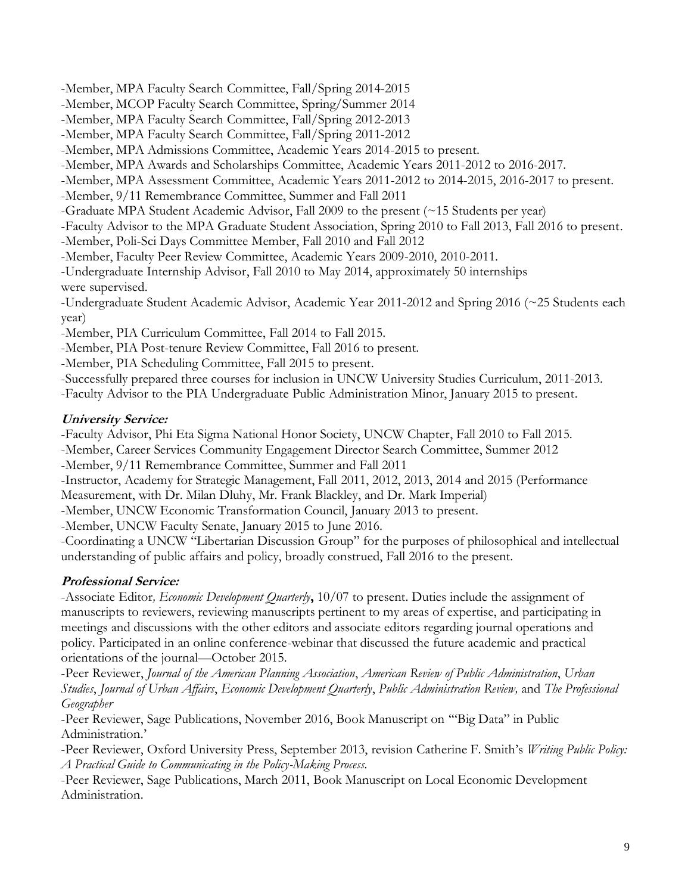-Member, MPA Faculty Search Committee, Fall/Spring 2014-2015
-Member, MCOP Faculty Search Committee, Spring/Summer 2014
-Member, MPA Faculty Search Committee, Fall/Spring 2012-2013
-Member, MPA Faculty Search Committee, Fall/Spring 2011-2012
-Member, MPA Admissions Committee, Academic Years 2014-2015 to present.
-Member, MPA Awards and Scholarships Committee, Academic Years 2011-2012 to 2016-2017.
-Member, MPA Assessment Committee, Academic Years 2011-2012 to 2014-2015, 2016-2017 to present.
-Member, 9/11 Remembrance Committee, Summer and Fall 2011
-Graduate MPA Student Academic Advisor, Fall 2009 to the present (~15 Students per year)
-Faculty Advisor to the MPA Graduate Student Association, Spring 2010 to Fall 2013, Fall 2016 to present.
-Member, Poli-Sci Days Committee Member, Fall 2010 and Fall 2012
-Member, Faculty Peer Review Committee, Academic Years 2009-2010, 2010-2011.
-Undergraduate Internship Advisor, Fall 2010 to May 2014, approximately 50 internships were supervised.
-Undergraduate Student Academic Advisor, Academic Year 2011-2012 and Spring 2016 (~25 Students each year)
-Member, PIA Curriculum Committee, Fall 2014 to Fall 2015.
-Member, PIA Post-tenure Review Committee, Fall 2016 to present.
-Member, PIA Scheduling Committee, Fall 2015 to present.
-Successfully prepared three courses for inclusion in UNCW University Studies Curriculum, 2011-2013.
-Faculty Advisor to the PIA Undergraduate Public Administration Minor, January 2015 to present.

***University Service:***

-Faculty Advisor, Phi Eta Sigma National Honor Society, UNCW Chapter, Fall 2010 to Fall 2015.
-Member, Career Services Community Engagement Director Search Committee, Summer 2012
-Member, 9/11 Remembrance Committee, Summer and Fall 2011
-Instructor, Academy for Strategic Management, Fall 2011, 2012, 2013, 2014 and 2015 (Performance Measurement, with Dr. Milan Dluhy, Mr. Frank Blackley, and Dr. Mark Imperial)
-Member, UNCW Economic Transformation Council, January 2013 to present.
-Member, UNCW Faculty Senate, January 2015 to June 2016.
-Coordinating a UNCW "Libertarian Discussion Group" for the purposes of philosophical and intellectual understanding of public affairs and policy, broadly construed, Fall 2016 to the present.

***Professional Service:***

-Associate Editor*, Economic Development Quarterly***,** 10/07 to present. Duties include the assignment of manuscripts to reviewers, reviewing manuscripts pertinent to my areas of expertise, and participating in meetings and discussions with the other editors and associate editors regarding journal operations and policy. Participated in an online conference-webinar that discussed the future academic and practical orientations of the journal—October 2015.
-Peer Reviewer, *Journal of the American Planning Association*, *American Review of Public Administration*, *Urban Studies*, *Journal of Urban Affairs*, *Economic Development Quarterly*, *Public Administration Review,* and *The Professional Geographer*
-Peer Reviewer, Sage Publications, November 2016, Book Manuscript on "'Big Data" in Public Administration.'
-Peer Reviewer, Oxford University Press, September 2013, revision Catherine F. Smith's *Writing Public Policy: A Practical Guide to Communicating in the Policy-Making Process.*
-Peer Reviewer, Sage Publications, March 2011, Book Manuscript on Local Economic Development Administration.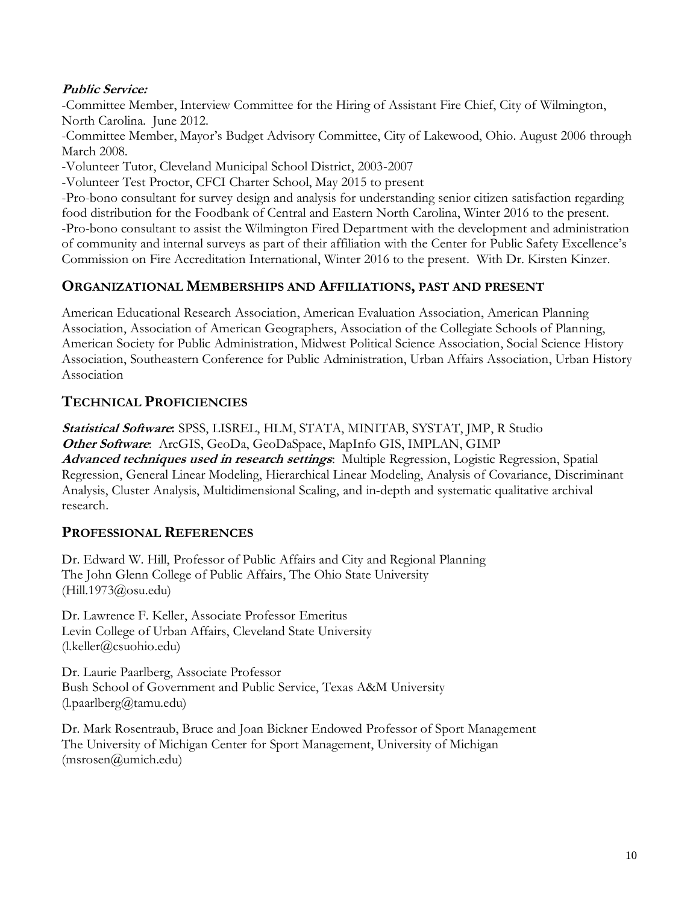***Public Service:***

-Committee Member, Interview Committee for the Hiring of Assistant Fire Chief, City of Wilmington, North Carolina. June 2012.

-Committee Member, Mayor's Budget Advisory Committee, City of Lakewood, Ohio. August 2006 through March 2008.

-Volunteer Tutor, Cleveland Municipal School District, 2003-2007

-Volunteer Test Proctor, CFCI Charter School, May 2015 to present

-Pro-bono consultant for survey design and analysis for understanding senior citizen satisfaction regarding food distribution for the Foodbank of Central and Eastern North Carolina, Winter 2016 to the present.

-Pro-bono consultant to assist the Wilmington Fired Department with the development and administration of community and internal surveys as part of their affiliation with the Center for Public Safety Excellence's Commission on Fire Accreditation International, Winter 2016 to the present. With Dr. Kirsten Kinzer.

## ORGANIZATIONAL MEMBERSHIPS AND AFFILIATIONS, PAST AND PRESENT

American Educational Research Association, American Evaluation Association, American Planning Association, Association of American Geographers, Association of the Collegiate Schools of Planning, American Society for Public Administration, Midwest Political Science Association, Social Science History Association, Southeastern Conference for Public Administration, Urban Affairs Association, Urban History Association

## TECHNICAL PROFICIENCIES

***Statistical Software***: SPSS, LISREL, HLM, STATA, MINITAB, SYSTAT, JMP, R Studio
***Other Software***: ArcGIS, GeoDa, GeoDaSpace, MapInfo GIS, IMPLAN, GIMP
***Advanced techniques used in research settings***: Multiple Regression, Logistic Regression, Spatial Regression, General Linear Modeling, Hierarchical Linear Modeling, Analysis of Covariance, Discriminant Analysis, Cluster Analysis, Multidimensional Scaling, and in-depth and systematic qualitative archival research.

## PROFESSIONAL REFERENCES

Dr. Edward W. Hill, Professor of Public Affairs and City and Regional Planning
The John Glenn College of Public Affairs, The Ohio State University
(Hill.1973@osu.edu)

Dr. Lawrence F. Keller, Associate Professor Emeritus
Levin College of Urban Affairs, Cleveland State University
(l.keller@csuohio.edu)

Dr. Laurie Paarlberg, Associate Professor
Bush School of Government and Public Service, Texas A&M University
(l.paarlberg@tamu.edu)

Dr. Mark Rosentraub, Bruce and Joan Bickner Endowed Professor of Sport Management
The University of Michigan Center for Sport Management, University of Michigan
(msrosen@umich.edu)